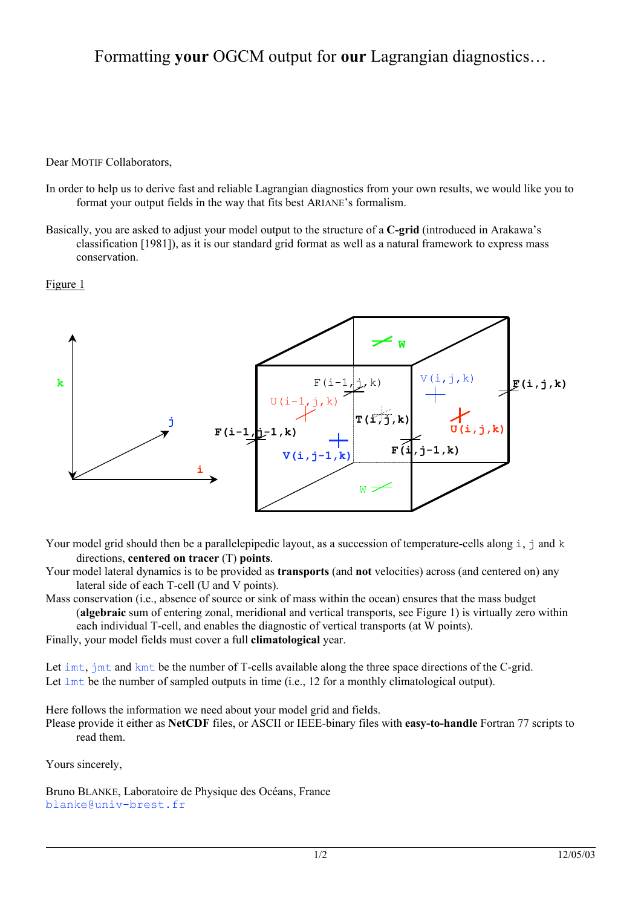# Formatting **your** OGCM output for **our** Lagrangian diagnostics…

Dear MOTIF Collaborators,

In order to help us to derive fast and reliable Lagrangian diagnostics from your own results, we would like you to format your output fields in the way that fits best ARIANE's formalism.

Basically, you are asked to adjust your model output to the structure of a **C-grid** (introduced in Arakawa's classification [1981]), as it is our standard grid format as well as a natural framework to express mass conservation.

Figure 1

Your model grid should then be a parallelepipedic layout, as a succession of temperature-cells along `i`, `j` and `k` directions, **centered on tracer** (T) **points**.

Your model lateral dynamics is to be provided as **transports** (and **not** velocities) across (and centered on) any lateral side of each T-cell (U and V points).

Mass conservation (i.e., absence of source or sink of mass within the ocean) ensures that the mass budget (**algebraic** sum of entering zonal, meridional and vertical transports, see Figure 1) is virtually zero within each individual T-cell, and enables the diagnostic of vertical transports (at W points).

Finally, your model fields must cover a full **climatological** year.

Let `imt`, `jmt` and `kmt` be the number of T-cells available along the three space directions of the C-grid.
Let `lmt` be the number of sampled outputs in time (i.e., 12 for a monthly climatological output).

Here follows the information we need about your model grid and fields.
Please provide it either as **NetCDF** files, or ASCII or IEEE-binary files with **easy-to-handle** Fortran 77 scripts to read them.

Yours sincerely,

Bruno BLANKE, Laboratoire de Physique des Océans, France
blanke@univ-brest.fr

12/05/03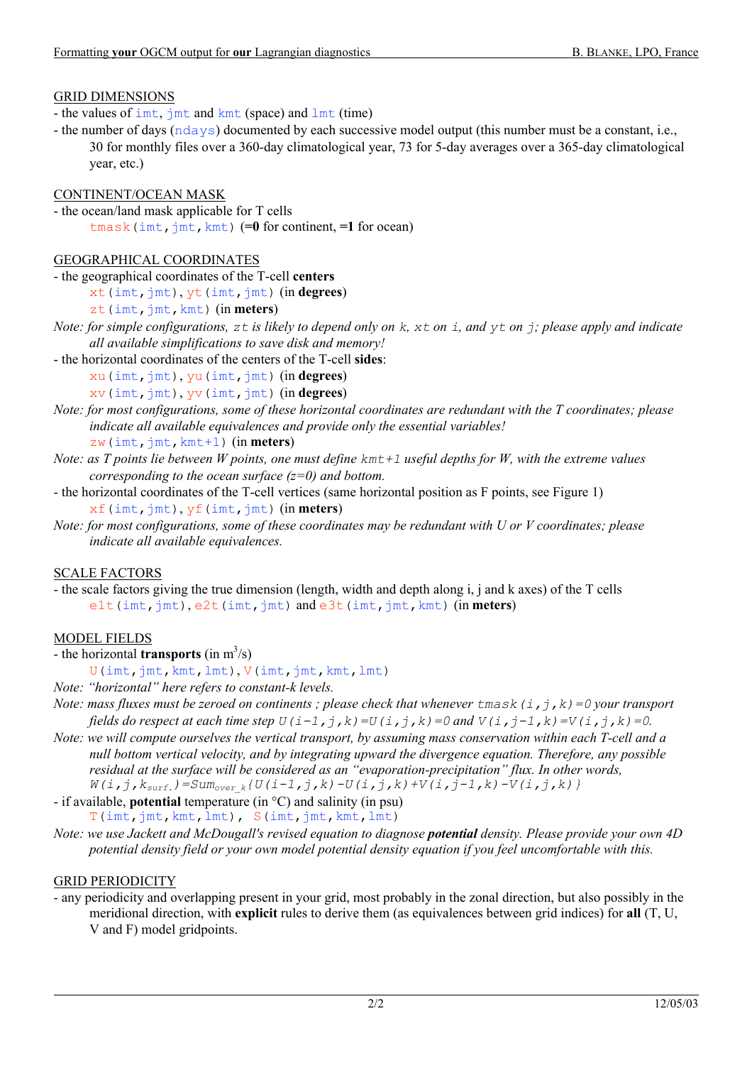## GRID DIMENSIONS

- the values of `imt`, `jmt` and `kmt` (space) and `lmt` (time)
- the number of days (`ndays`) documented by each successive model output (this number must be a constant, i.e., 30 for monthly files over a 360-day climatological year, 73 for 5-day averages over a 365-day climatological year, etc.)

## CONTINENT/OCEAN MASK

- the ocean/land mask applicable for T cells

  `tmask(imt,jmt,kmt)` (**=0** for continent, **=1** for ocean)

## GEOGRAPHICAL COORDINATES

- the geographical coordinates of the T-cell **centers**

  `xt(imt,jmt)`, `yt(imt,jmt)` (in **degrees**)

  `zt(imt,jmt,kmt)` (in **meters**)

*Note: for simple configurations, `zt` is likely to depend only on `k`, `xt` on `i`, and `yt` on `j`; please apply and indicate all available simplifications to save disk and memory!*

- the horizontal coordinates of the centers of the T-cell **sides**:

  `xu(imt,jmt)`, `yu(imt,jmt)` (in **degrees**)

  `xv(imt,jmt)`, `yv(imt,jmt)` (in **degrees**)

*Note: for most configurations, some of these horizontal coordinates are redundant with the T coordinates; please indicate all available equivalences and provide only the essential variables!*

  `zw(imt,jmt,kmt+1)` (in **meters**)

*Note: as T points lie between W points, one must define `kmt+1` useful depths for W, with the extreme values corresponding to the ocean surface (z=0) and bottom.*

- the horizontal coordinates of the T-cell vertices (same horizontal position as F points, see Figure 1)

  `xf(imt,jmt)`, `yf(imt,jmt)` (in **meters**)

*Note: for most configurations, some of these coordinates may be redundant with U or V coordinates; please indicate all available equivalences.*

## SCALE FACTORS

- the scale factors giving the true dimension (length, width and depth along i, j and k axes) of the T cells

  `e1t(imt,jmt)`, `e2t(imt,jmt)` and `e3t(imt,jmt,kmt)` (in **meters**)

## MODEL FIELDS

- the horizontal **transports** (in $m^3/s$)

  `U(imt,jmt,kmt,lmt)`, `V(imt,jmt,kmt,lmt)`

*Note: "horizontal" here refers to constant-k levels.*

*Note: mass fluxes must be zeroed on continents ; please check that whenever `tmask(i,j,k)=0` your transport fields do respect at each time step `U(i-1,j,k)=U(i,j,k)=0` and `V(i,j-1,k)=V(i,j,k)=0`.*

*Note: we will compute ourselves the vertical transport, by assuming mass conservation within each T-cell and a null bottom vertical velocity, and by integrating upward the divergence equation. Therefore, any possible residual at the surface will be considered as an "evaporation-precipitation" flux. In other words,* $W(i,j,k_{surf.})=Sum_{over\_k}\{U(i-1,j,k)-U(i,j,k)+V(i,j-1,k)-V(i,j,k)\}$

- if available, **potential** temperature (in °C) and salinity (in psu)

  `T(imt,jmt,kmt,lmt)`, `S(imt,jmt,kmt,lmt)`

*Note: we use Jackett and McDougall's revised equation to diagnose **potential** density. Please provide your own 4D potential density field or your own model potential density equation if you feel uncomfortable with this.*

## GRID PERIODICITY

- any periodicity and overlapping present in your grid, most probably in the zonal direction, but also possibly in the meridional direction, with **explicit** rules to derive them (as equivalences between grid indices) for **all** (T, U, V and F) model gridpoints.